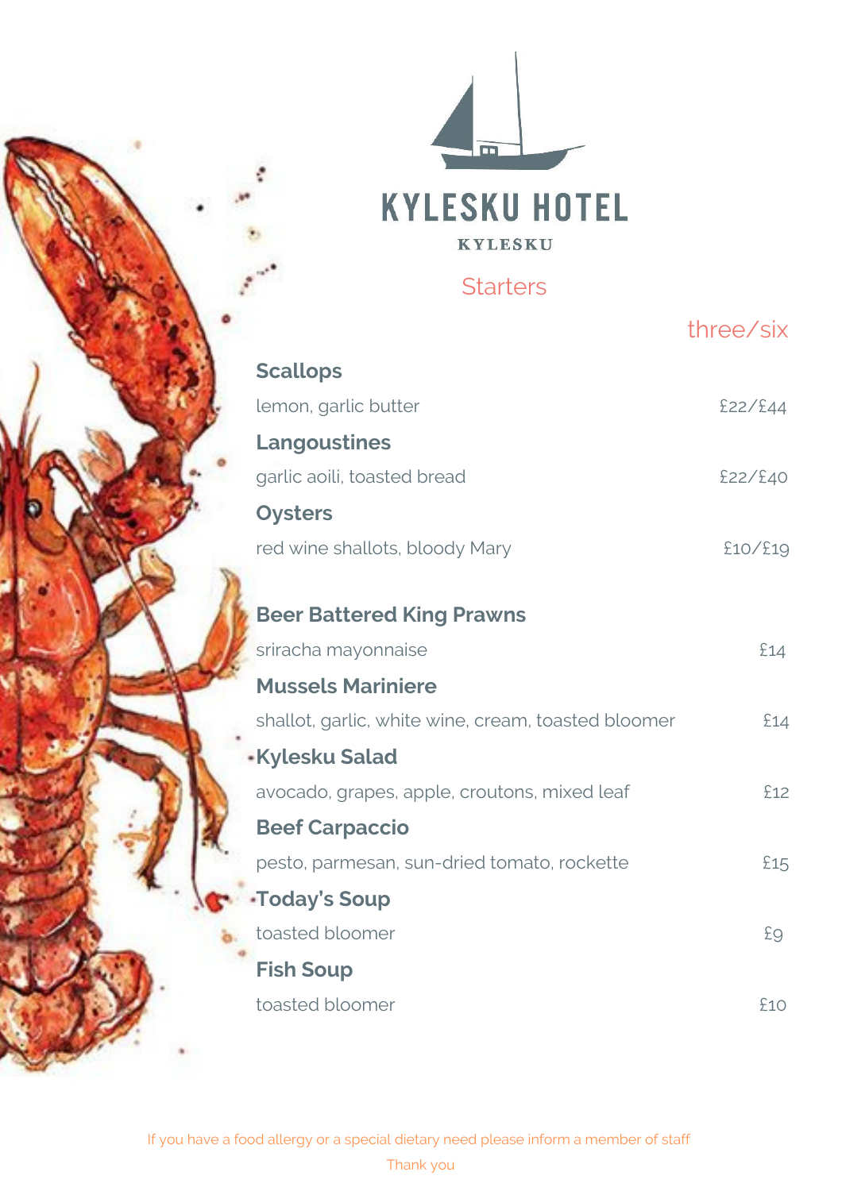# KYLESKU HOTEL

KYLESKU

## Starters

three/six

**Scallops**

lemon, garlic butter £22/£44

**Langoustines**

garlic aoili, toasted bread £22/£40

**Oysters**

red wine shallots, bloody Mary £10/£19

**Beer Battered King Prawns**

sriracha mayonnaise £14

**Mussels Mariniere**

shallot, garlic, white wine, cream, toasted bloomer £14

**Kylesku Salad**

avocado, grapes, apple, croutons, mixed leaf £12

**Beef Carpaccio**

pesto, parmesan, sun-dried tomato, rockette £15

**Today's Soup**

toasted bloomer £9

**Fish Soup**

toasted bloomer £10

If you have a food allergy or a special dietary need please inform a member of staff

Thank you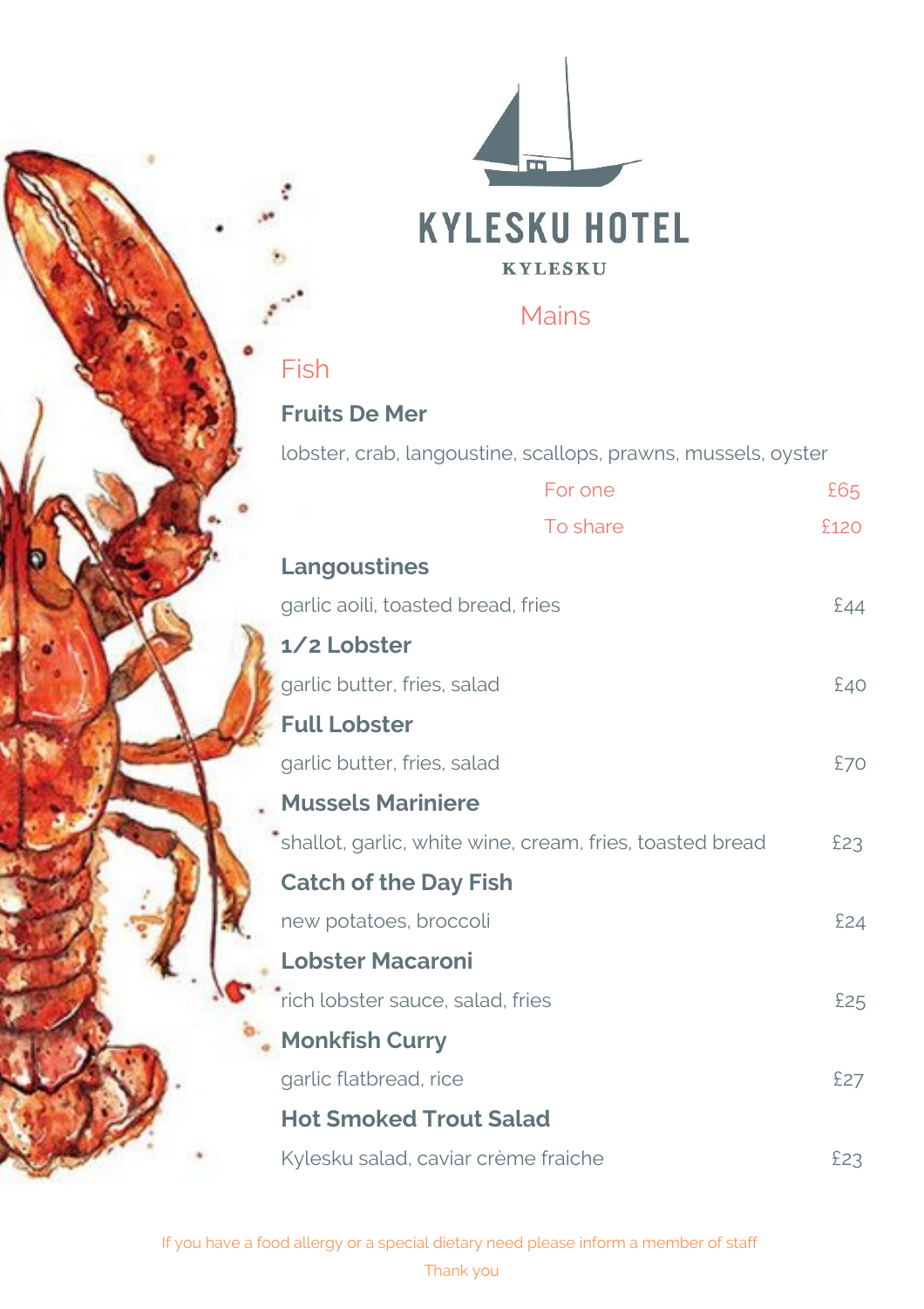# KYLESKU HOTEL

KYLESKU

## Mains

### Fish

**Fruits De Mer**

lobster, crab, langoustine, scallops, prawns, mussels, oyster

| | |
|---|---|
| For one | £65 |
| To share | £120 |

**Langoustines**

garlic aoili, toasted bread, fries £44

**1/2 Lobster**

garlic butter, fries, salad £40

**Full Lobster**

garlic butter, fries, salad £70

**Mussels Mariniere**

shallot, garlic, white wine, cream, fries, toasted bread £23

**Catch of the Day Fish**

new potatoes, broccoli £24

**Lobster Macaroni**

rich lobster sauce, salad, fries £25

**Monkfish Curry**

garlic flatbread, rice £27

**Hot Smoked Trout Salad**

Kylesku salad, caviar crème fraiche £23

If you have a food allergy or a special dietary need please inform a member of staff

Thank you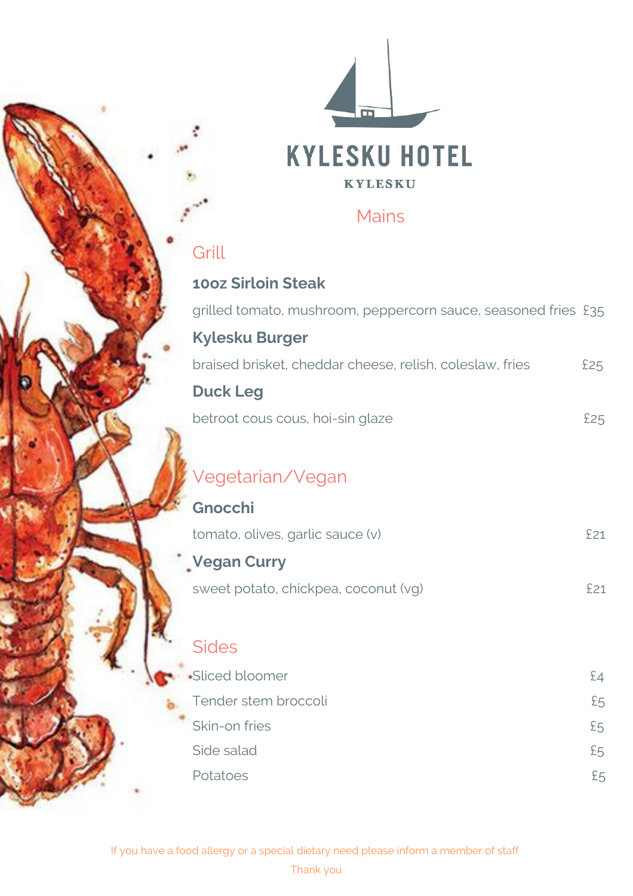# KYLESKU HOTEL

KYLESKU

## Mains

### Grill

**10oz Sirloin Steak**

grilled tomato, mushroom, peppercorn sauce, seasoned fries £35

**Kylesku Burger**

braised brisket, cheddar cheese, relish, coleslaw, fries £25

**Duck Leg**

betroot cous cous, hoi-sin glaze £25

### Vegetarian/Vegan

**Gnocchi**

tomato, olives, garlic sauce (v) £21

**Vegan Curry**

sweet potato, chickpea, coconut (vg) £21

### Sides

| | |
|---|---|
| Sliced bloomer | £4 |
| Tender stem broccoli | £5 |
| Skin-on fries | £5 |
| Side salad | £5 |
| Potatoes | £5 |

If you have a food allergy or a special dietary need please inform a member of staff

Thank you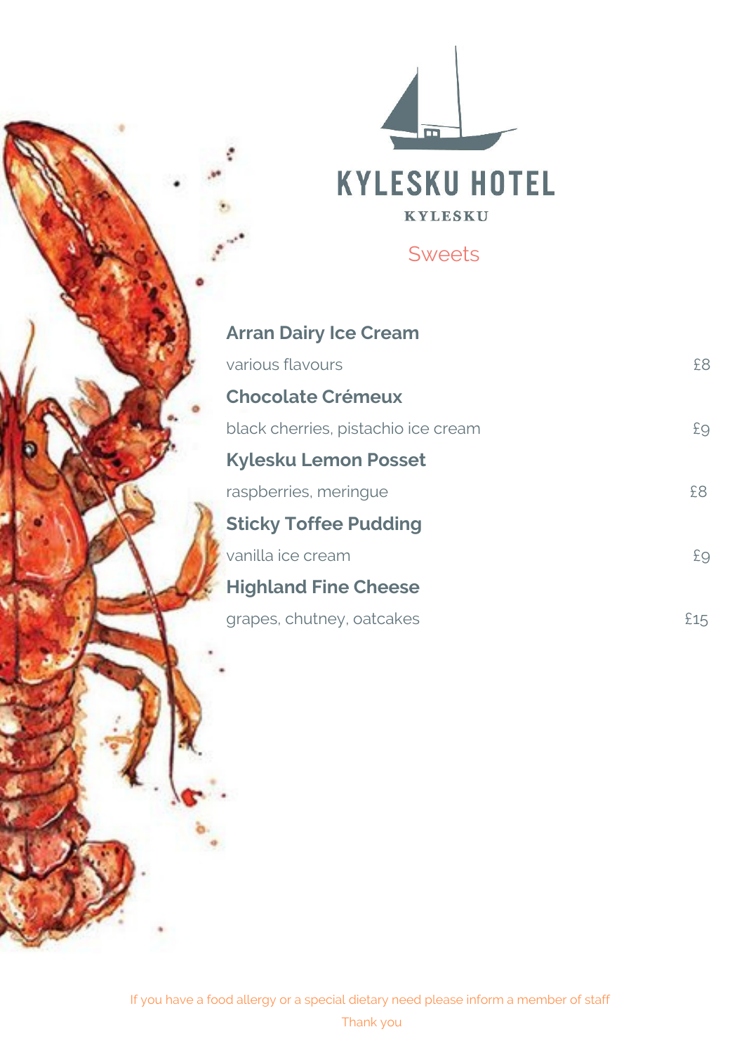# KYLESKU HOTEL

KYLESKU

## Sweets

**Arran Dairy Ice Cream**

various flavours £8

**Chocolate Crémeux**

black cherries, pistachio ice cream £9

**Kylesku Lemon Posset**

raspberries, meringue £8

**Sticky Toffee Pudding**

vanilla ice cream £9

**Highland Fine Cheese**

grapes, chutney, oatcakes £15

If you have a food allergy or a special dietary need please inform a member of staff

Thank you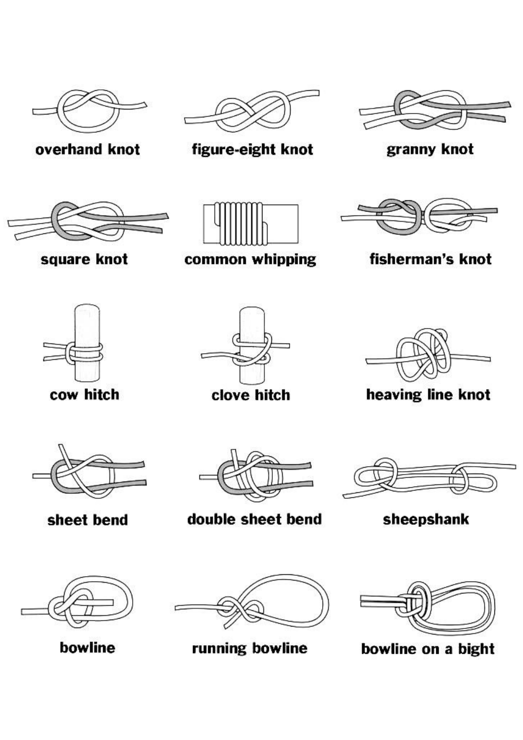overhand knot

figure-eight knot

granny knot

square knot

common whipping

fisherman's knot

cow hitch

clove hitch

heaving line knot

sheet bend

double sheet bend

sheepshank

bowline

running bowline

bowline on a bight